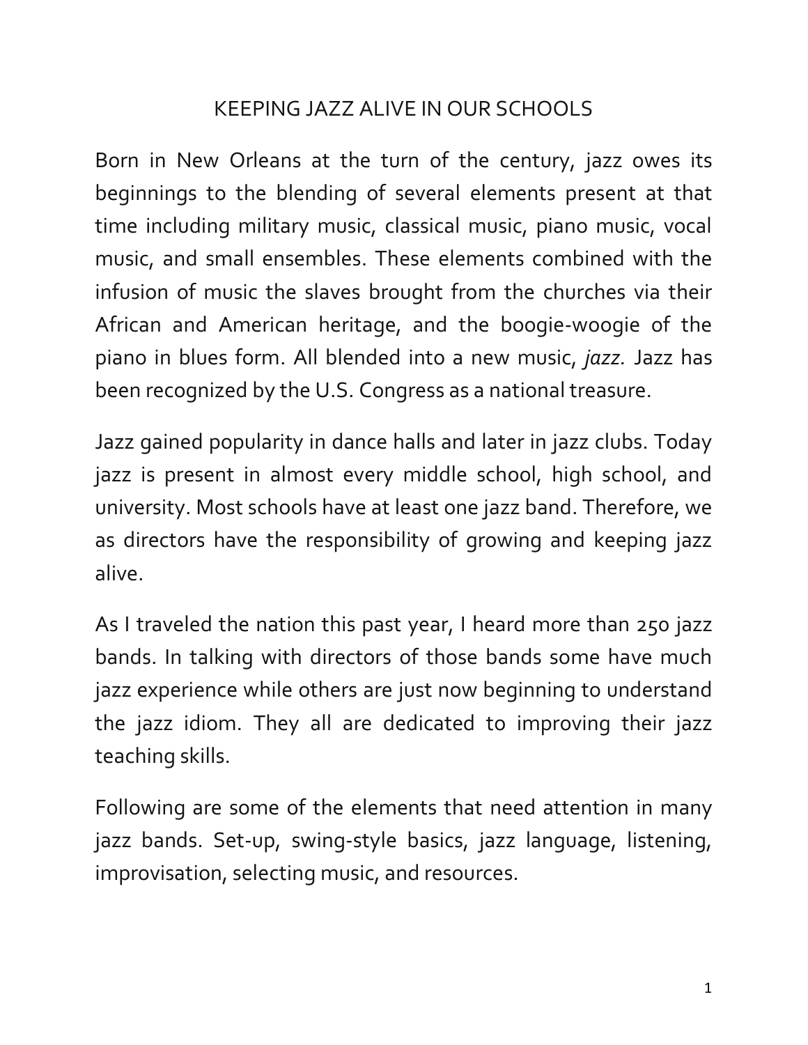# KEEPING JAZZ ALIVE IN OUR SCHOOLS

Born in New Orleans at the turn of the century, jazz owes its beginnings to the blending of several elements present at that time including military music, classical music, piano music, vocal music, and small ensembles. These elements combined with the infusion of music the slaves brought from the churches via their African and American heritage, and the boogie-woogie of the piano in blues form. All blended into a new music, *jazz.* Jazz has been recognized by the U.S. Congress as a national treasure.

Jazz gained popularity in dance halls and later in jazz clubs. Today jazz is present in almost every middle school, high school, and university. Most schools have at least one jazz band. Therefore, we as directors have the responsibility of growing and keeping jazz alive.

As I traveled the nation this past year, I heard more than 250 jazz bands. In talking with directors of those bands some have much jazz experience while others are just now beginning to understand the jazz idiom. They all are dedicated to improving their jazz teaching skills.

Following are some of the elements that need attention in many jazz bands. Set-up, swing-style basics, jazz language, listening, improvisation, selecting music, and resources.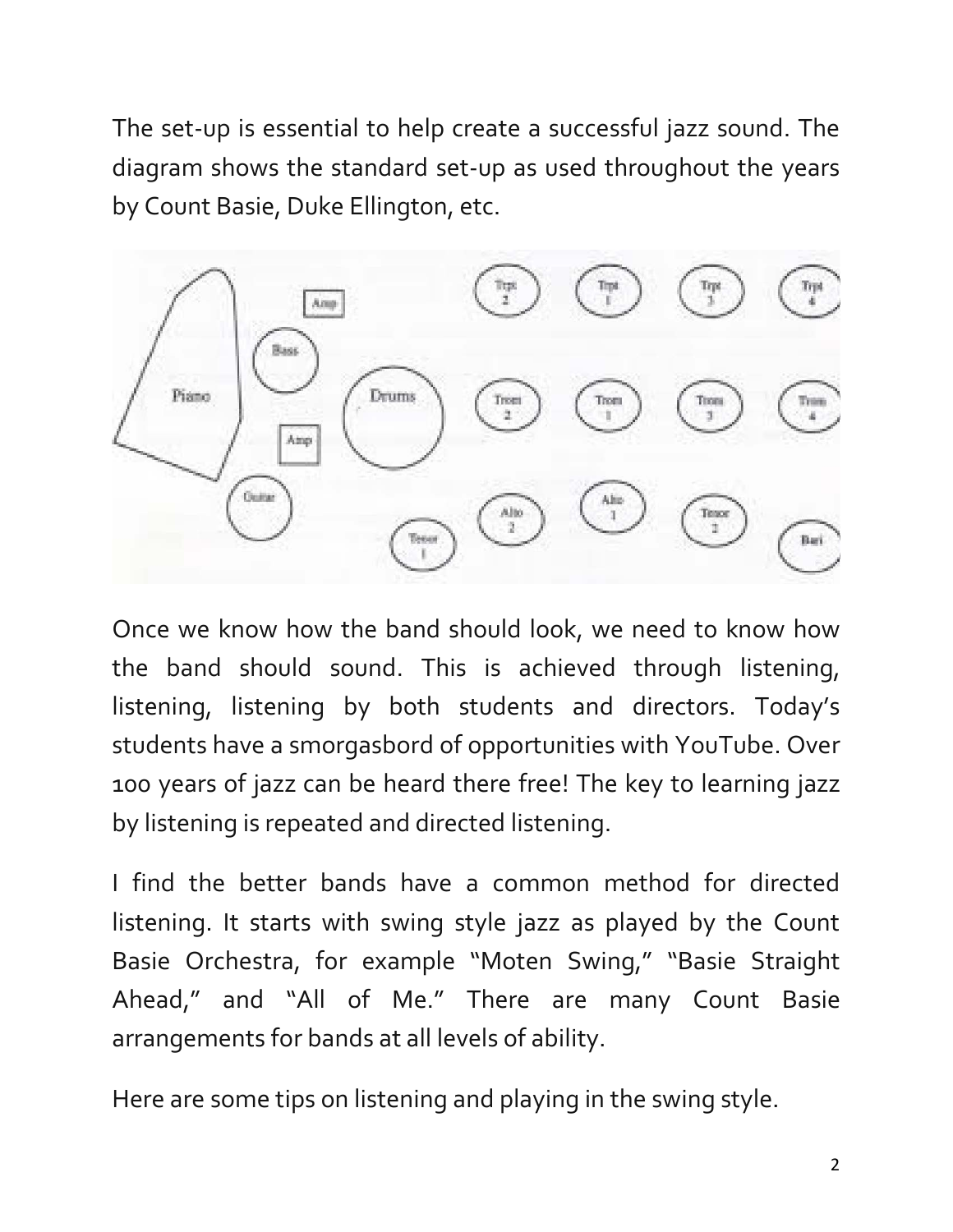The set-up is essential to help create a successful jazz sound. The diagram shows the standard set-up as used throughout the years by Count Basie, Duke Ellington, etc.

Once we know how the band should look, we need to know how the band should sound. This is achieved through listening, listening, listening by both students and directors. Today's students have a smorgasbord of opportunities with YouTube. Over 100 years of jazz can be heard there free! The key to learning jazz by listening is repeated and directed listening.

I find the better bands have a common method for directed listening. It starts with swing style jazz as played by the Count Basie Orchestra, for example "Moten Swing," "Basie Straight Ahead," and "All of Me." There are many Count Basie arrangements for bands at all levels of ability.

Here are some tips on listening and playing in the swing style.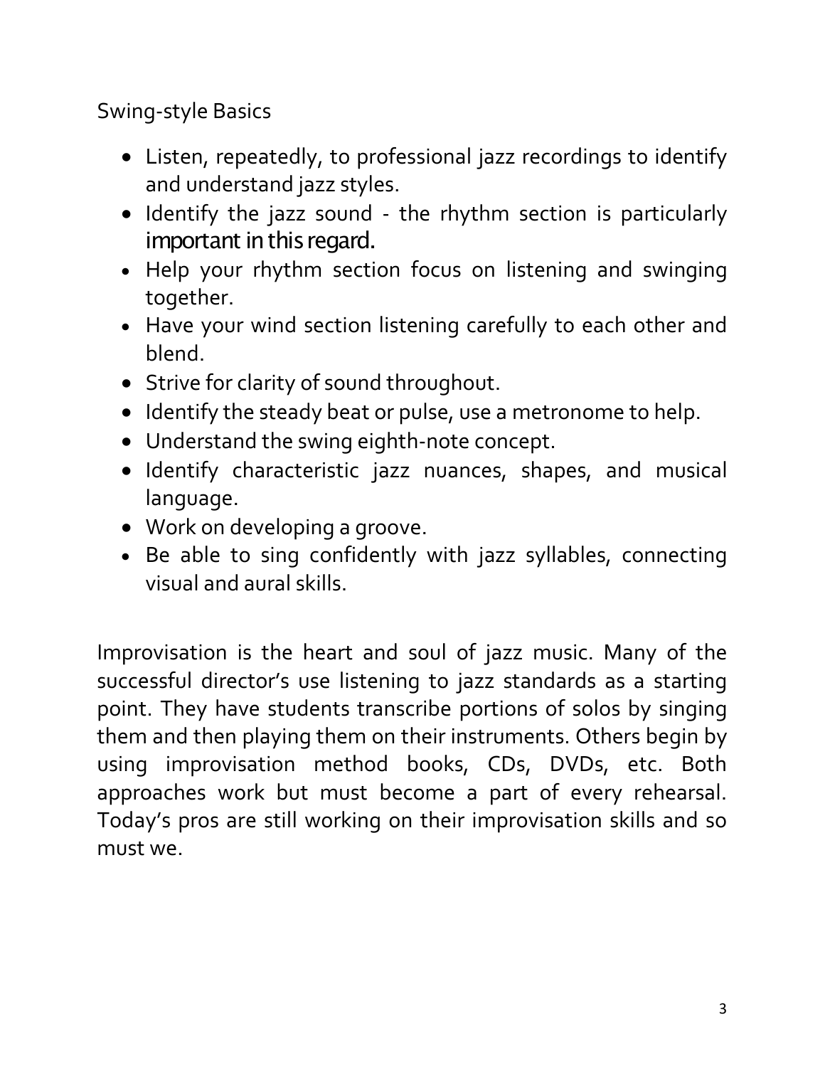## Swing-style Basics

- Listen, repeatedly, to professional jazz recordings to identify and understand jazz styles.
- Identify the jazz sound - the rhythm section is particularly important in this regard.
- Help your rhythm section focus on listening and swinging together.
- Have your wind section listening carefully to each other and blend.
- Strive for clarity of sound throughout.
- Identify the steady beat or pulse, use a metronome to help.
- Understand the swing eighth-note concept.
- Identify characteristic jazz nuances, shapes, and musical language.
- Work on developing a groove.
- Be able to sing confidently with jazz syllables, connecting visual and aural skills.

Improvisation is the heart and soul of jazz music. Many of the successful director's use listening to jazz standards as a starting point. They have students transcribe portions of solos by singing them and then playing them on their instruments. Others begin by using improvisation method books, CDs, DVDs, etc. Both approaches work but must become a part of every rehearsal. Today's pros are still working on their improvisation skills and so must we.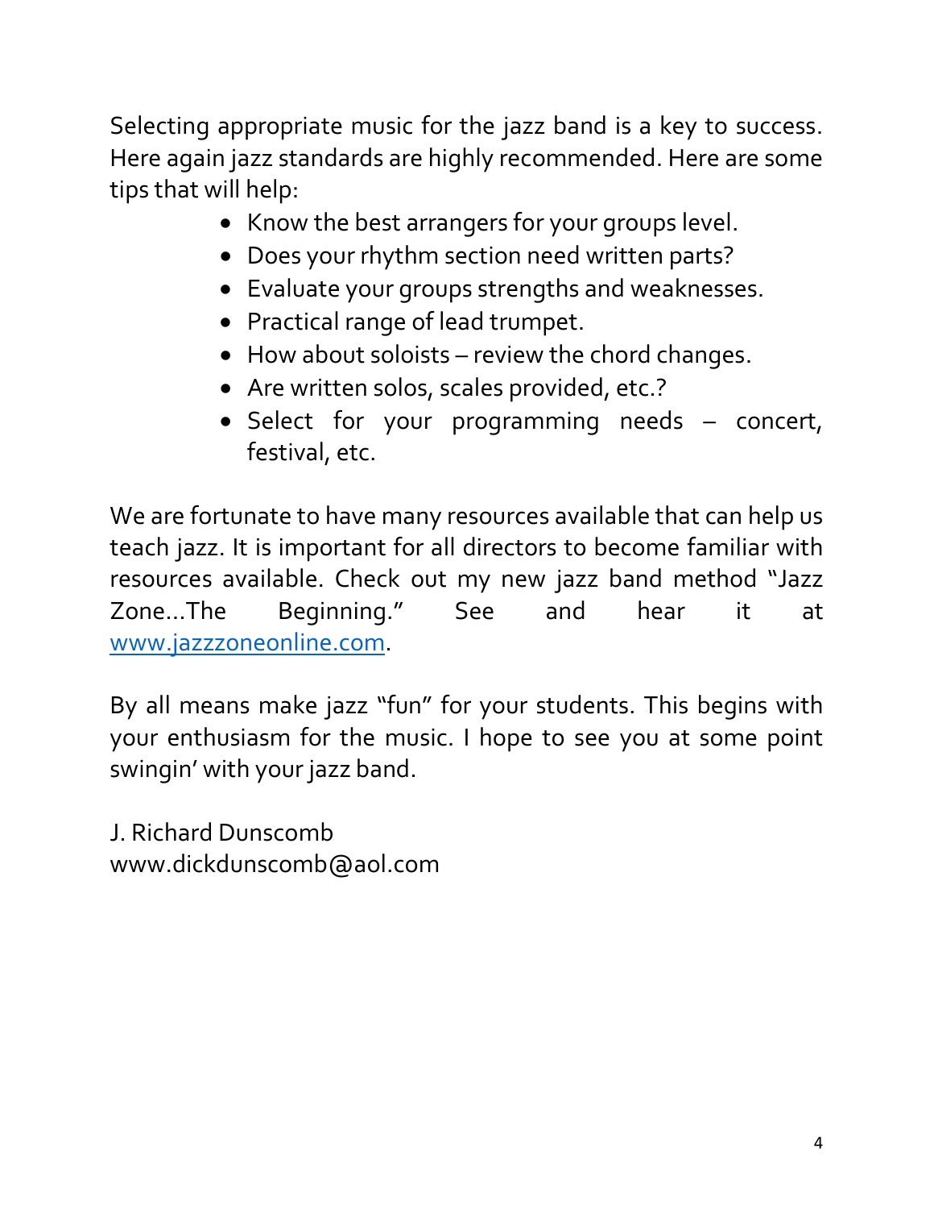Selecting appropriate music for the jazz band is a key to success. Here again jazz standards are highly recommended. Here are some tips that will help:

- Know the best arrangers for your groups level.
- Does your rhythm section need written parts?
- Evaluate your groups strengths and weaknesses.
- Practical range of lead trumpet.
- How about soloists – review the chord changes.
- Are written solos, scales provided, etc.?
- Select for your programming needs – concert, festival, etc.

We are fortunate to have many resources available that can help us teach jazz. It is important for all directors to become familiar with resources available. Check out my new jazz band method "Jazz Zone…The Beginning." See and hear it at [www.jazzzoneonline.com](http://www.jazzzoneonline.com).

By all means make jazz "fun" for your students. This begins with your enthusiasm for the music. I hope to see you at some point swingin' with your jazz band.

J. Richard Dunscomb
www.dickdunscomb@aol.com